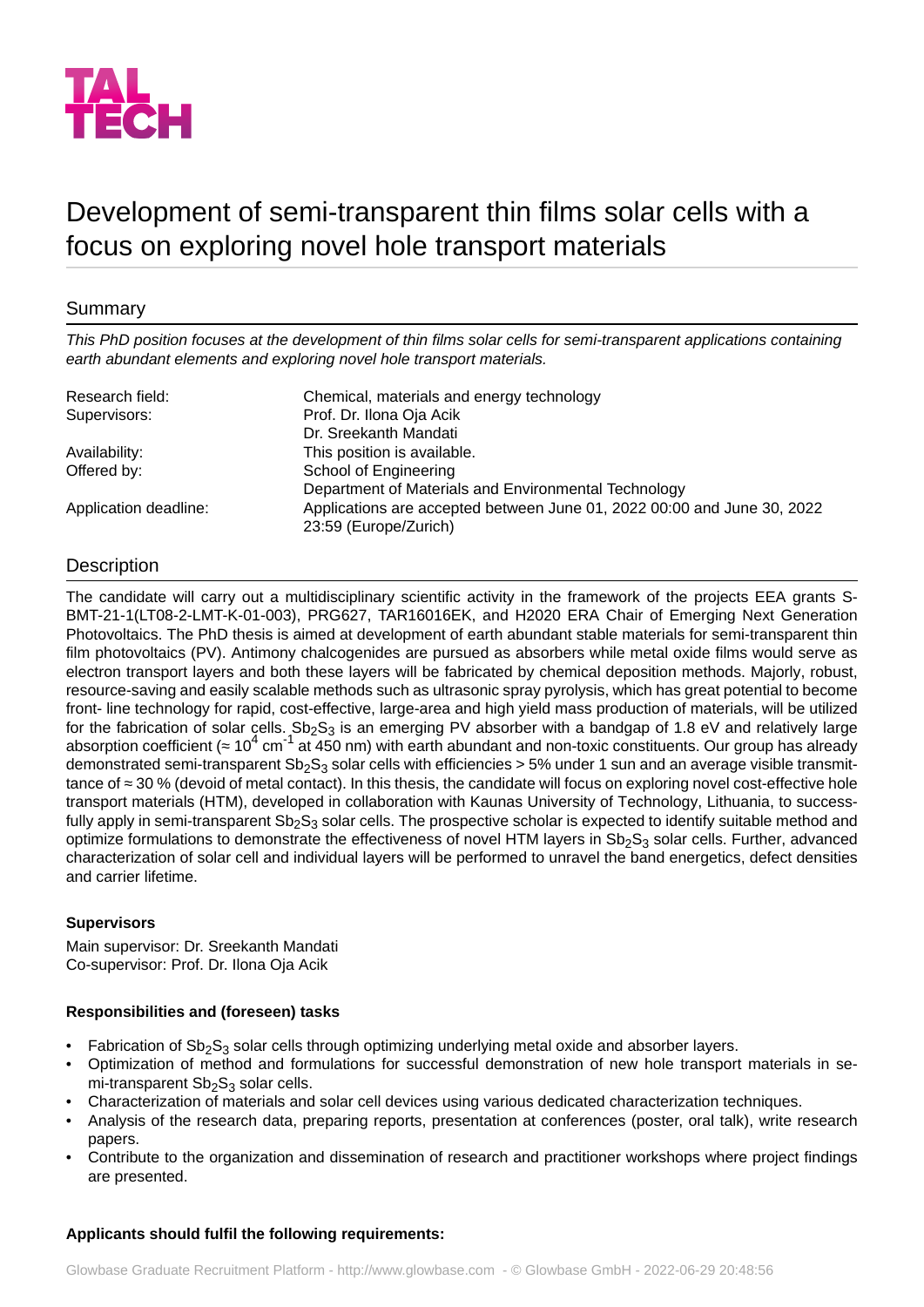TAL TECH

# Development of semi-transparent thin films solar cells with a focus on exploring novel hole transport materials

## Summary

*This PhD position focuses at the development of thin films solar cells for semi-transparent applications containing earth abundant elements and exploring novel hole transport materials.*

| | |
|---|---|
| Research field: | Chemical, materials and energy technology |
| Supervisors: | Prof. Dr. Ilona Oja Acik<br>Dr. Sreekanth Mandati |
| Availability: | This position is available. |
| Offered by: | School of Engineering<br>Department of Materials and Environmental Technology |
| Application deadline: | Applications are accepted between June 01, 2022 00:00 and June 30, 2022 23:59 (Europe/Zurich) |

## Description

The candidate will carry out a multidisciplinary scientific activity in the framework of the projects EEA grants S-BMT-21-1(LT08-2-LMT-K-01-003), PRG627, TAR16016EK, and H2020 ERA Chair of Emerging Next Generation Photovoltaics. The PhD thesis is aimed at development of earth abundant stable materials for semi-transparent thin film photovoltaics (PV). Antimony chalcogenides are pursued as absorbers while metal oxide films would serve as electron transport layers and both these layers will be fabricated by chemical deposition methods. Majorly, robust, resource-saving and easily scalable methods such as ultrasonic spray pyrolysis, which has great potential to become front- line technology for rapid, cost-effective, large-area and high yield mass production of materials, will be utilized for the fabrication of solar cells. $Sb_2S_3$ is an emerging PV absorber with a bandgap of 1.8 eV and relatively large absorption coefficient ($\approx 10^4$ $cm^{-1}$ at 450 nm) with earth abundant and non-toxic constituents. Our group has already demonstrated semi-transparent $Sb_2S_3$ solar cells with efficiencies > 5% under 1 sun and an average visible transmittance of ≈ 30 % (devoid of metal contact). In this thesis, the candidate will focus on exploring novel cost-effective hole transport materials (HTM), developed in collaboration with Kaunas University of Technology, Lithuania, to successfully apply in semi-transparent $Sb_2S_3$ solar cells. The prospective scholar is expected to identify suitable method and optimize formulations to demonstrate the effectiveness of novel HTM layers in $Sb_2S_3$ solar cells. Further, advanced characterization of solar cell and individual layers will be performed to unravel the band energetics, defect densities and carrier lifetime.

**Supervisors**

Main supervisor: Dr. Sreekanth Mandati
Co-supervisor: Prof. Dr. Ilona Oja Acik

**Responsibilities and (foreseen) tasks**

- Fabrication of $Sb_2S_3$ solar cells through optimizing underlying metal oxide and absorber layers.
- Optimization of method and formulations for successful demonstration of new hole transport materials in semi-transparent $Sb_2S_3$ solar cells.
- Characterization of materials and solar cell devices using various dedicated characterization techniques.
- Analysis of the research data, preparing reports, presentation at conferences (poster, oral talk), write research papers.
- Contribute to the organization and dissemination of research and practitioner workshops where project findings are presented.

**Applicants should fulfil the following requirements:**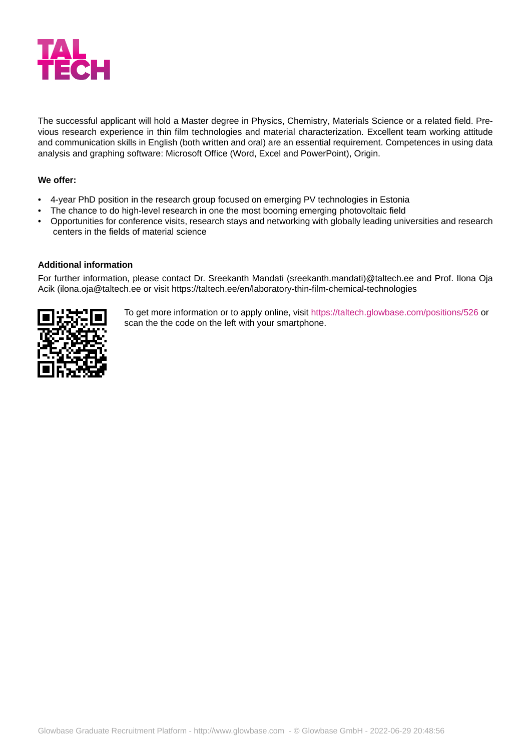The successful applicant will hold a Master degree in Physics, Chemistry, Materials Science or a related field. Previous research experience in thin film technologies and material characterization. Excellent team working attitude and communication skills in English (both written and oral) are an essential requirement. Competences in using data analysis and graphing software: Microsoft Office (Word, Excel and PowerPoint), Origin.

**We offer:**

- 4-year PhD position in the research group focused on emerging PV technologies in Estonia
- The chance to do high-level research in one the most booming emerging photovoltaic field
- Opportunities for conference visits, research stays and networking with globally leading universities and research centers in the fields of material science

**Additional information**

For further information, please contact Dr. Sreekanth Mandati (sreekanth.mandati)@taltech.ee and Prof. Ilona Oja Acik (ilona.oja@taltech.ee or visit https://taltech.ee/en/laboratory-thin-film-chemical-technologies

To get more information or to apply online, visit https://taltech.glowbase.com/positions/526 or scan the the code on the left with your smartphone.